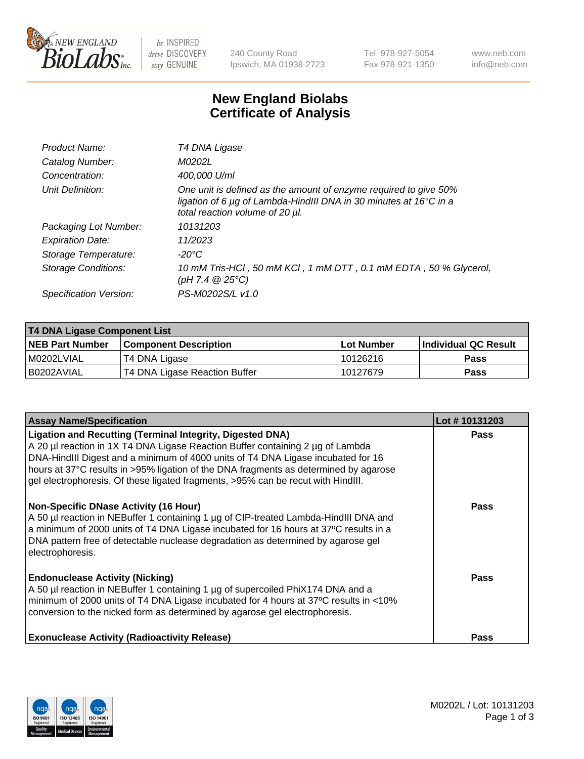# New England Biolabs
# Certificate of Analysis

| | |
|---|---|
| *Product Name:* | *T4 DNA Ligase* |
| *Catalog Number:* | *M0202L* |
| *Concentration:* | *400,000 U/ml* |
| *Unit Definition:* | *One unit is defined as the amount of enzyme required to give 50% ligation of 6 µg of Lambda-HindIII DNA in 30 minutes at 16°C in a total reaction volume of 20 µl.* |
| *Packaging Lot Number:* | *10131203* |
| *Expiration Date:* | *11/2023* |
| *Storage Temperature:* | *-20°C* |
| *Storage Conditions:* | *10 mM Tris-HCl , 50 mM KCl , 1 mM DTT , 0.1 mM EDTA , 50 % Glycerol, (pH 7.4 @ 25°C)* |
| *Specification Version:* | *PS-M0202S/L v1.0* |

| **T4 DNA Ligase Component List** | | | |
|---|---|---|---|
| **NEB Part Number** | **Component Description** | **Lot Number** | **Individual QC Result** |
| M0202LVIAL | T4 DNA Ligase | 10126216 | **Pass** |
| B0202AVIAL | T4 DNA Ligase Reaction Buffer | 10127679 | **Pass** |

| **Assay Name/Specification** | **Lot # 10131203** |
|---|---|
| **Ligation and Recutting (Terminal Integrity, Digested DNA)** A 20 µl reaction in 1X T4 DNA Ligase Reaction Buffer containing 2 µg of Lambda DNA-HindIII Digest and a minimum of 4000 units of T4 DNA Ligase incubated for 16 hours at 37°C results in >95% ligation of the DNA fragments as determined by agarose gel electrophoresis. Of these ligated fragments, >95% can be recut with HindIII. | **Pass** |
| **Non-Specific DNase Activity (16 Hour)** A 50 µl reaction in NEBuffer 1 containing 1 µg of CIP-treated Lambda-HindIII DNA and a minimum of 2000 units of T4 DNA Ligase incubated for 16 hours at 37ºC results in a DNA pattern free of detectable nuclease degradation as determined by agarose gel electrophoresis. | **Pass** |
| **Endonuclease Activity (Nicking)** A 50 µl reaction in NEBuffer 1 containing 1 µg of supercoiled PhiX174 DNA and a minimum of 2000 units of T4 DNA Ligase incubated for 4 hours at 37ºC results in <10% conversion to the nicked form as determined by agarose gel electrophoresis. | **Pass** |
| **Exonuclease Activity (Radioactivity Release)** | **Pass** |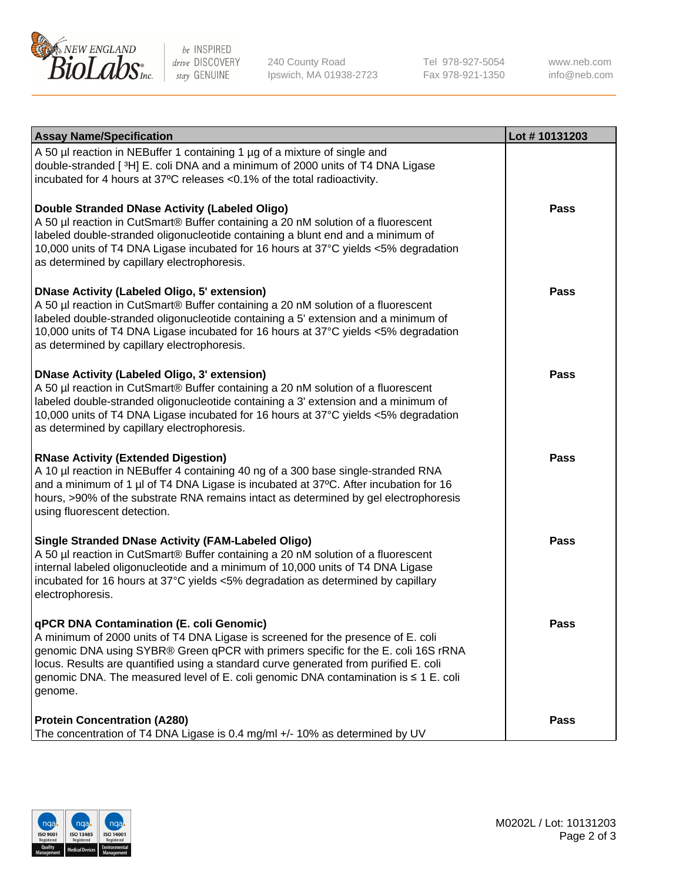| Assay Name/Specification | Lot # 10131203 |
|---|---|
| A 50 µl reaction in NEBuffer 1 containing 1 µg of a mixture of single and double-stranded [ $^3$H] E. coli DNA and a minimum of 2000 units of T4 DNA Ligase incubated for 4 hours at 37ºC releases <0.1% of the total radioactivity. | |
| **Double Stranded DNase Activity (Labeled Oligo)**<br>A 50 µl reaction in CutSmart® Buffer containing a 20 nM solution of a fluorescent labeled double-stranded oligonucleotide containing a blunt end and a minimum of 10,000 units of T4 DNA Ligase incubated for 16 hours at 37°C yields <5% degradation as determined by capillary electrophoresis. | **Pass** |
| **DNase Activity (Labeled Oligo, 5' extension)**<br>A 50 µl reaction in CutSmart® Buffer containing a 20 nM solution of a fluorescent labeled double-stranded oligonucleotide containing a 5' extension and a minimum of 10,000 units of T4 DNA Ligase incubated for 16 hours at 37°C yields <5% degradation as determined by capillary electrophoresis. | **Pass** |
| **DNase Activity (Labeled Oligo, 3' extension)**<br>A 50 µl reaction in CutSmart® Buffer containing a 20 nM solution of a fluorescent labeled double-stranded oligonucleotide containing a 3' extension and a minimum of 10,000 units of T4 DNA Ligase incubated for 16 hours at 37°C yields <5% degradation as determined by capillary electrophoresis. | **Pass** |
| **RNase Activity (Extended Digestion)**<br>A 10 µl reaction in NEBuffer 4 containing 40 ng of a 300 base single-stranded RNA and a minimum of 1 µl of T4 DNA Ligase is incubated at 37ºC. After incubation for 16 hours, >90% of the substrate RNA remains intact as determined by gel electrophoresis using fluorescent detection. | **Pass** |
| **Single Stranded DNase Activity (FAM-Labeled Oligo)**<br>A 50 µl reaction in CutSmart® Buffer containing a 20 nM solution of a fluorescent internal labeled oligonucleotide and a minimum of 10,000 units of T4 DNA Ligase incubated for 16 hours at 37°C yields <5% degradation as determined by capillary electrophoresis. | **Pass** |
| **qPCR DNA Contamination (E. coli Genomic)**<br>A minimum of 2000 units of T4 DNA Ligase is screened for the presence of E. coli genomic DNA using SYBR® Green qPCR with primers specific for the E. coli 16S rRNA locus. Results are quantified using a standard curve generated from purified E. coli genomic DNA. The measured level of E. coli genomic DNA contamination is ≤ 1 E. coli genome. | **Pass** |
| **Protein Concentration (A280)**<br>The concentration of T4 DNA Ligase is 0.4 mg/ml +/- 10% as determined by UV | **Pass** |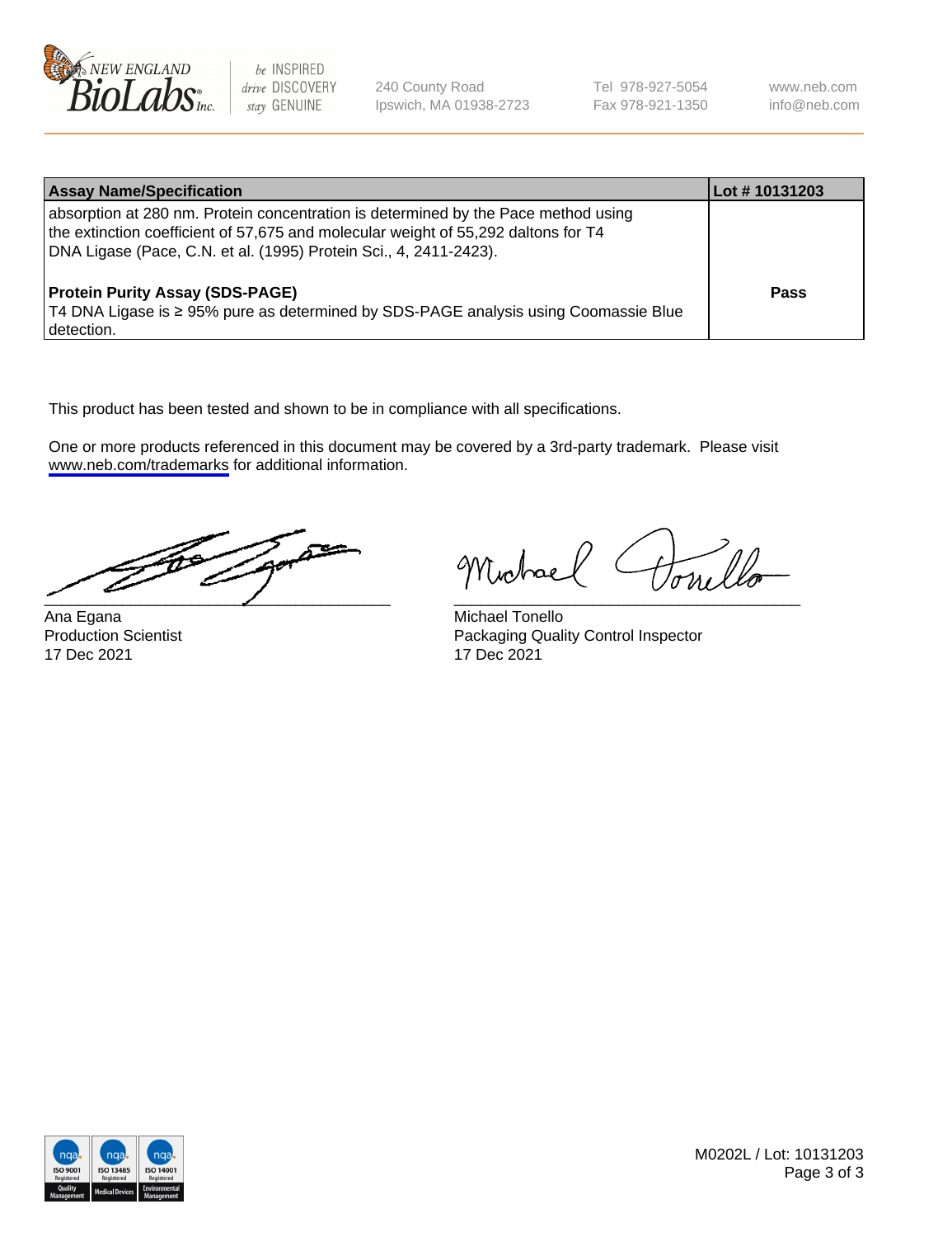| Assay Name/Specification | Lot # 10131203 |
| --- | --- |
| absorption at 280 nm. Protein concentration is determined by the Pace method using the extinction coefficient of 57,675 and molecular weight of 55,292 daltons for T4 DNA Ligase (Pace, C.N. et al. (1995) Protein Sci., 4, 2411-2423). | |
| **Protein Purity Assay (SDS-PAGE)** T4 DNA Ligase is ≥ 95% pure as determined by SDS-PAGE analysis using Coomassie Blue detection. | **Pass** |

This product has been tested and shown to be in compliance with all specifications.

One or more products referenced in this document may be covered by a 3rd-party trademark. Please visit www.neb.com/trademarks for additional information.

Ana Egana
Production Scientist
17 Dec 2021

Michael Tonello
Packaging Quality Control Inspector
17 Dec 2021

M0202L / Lot: 10131203